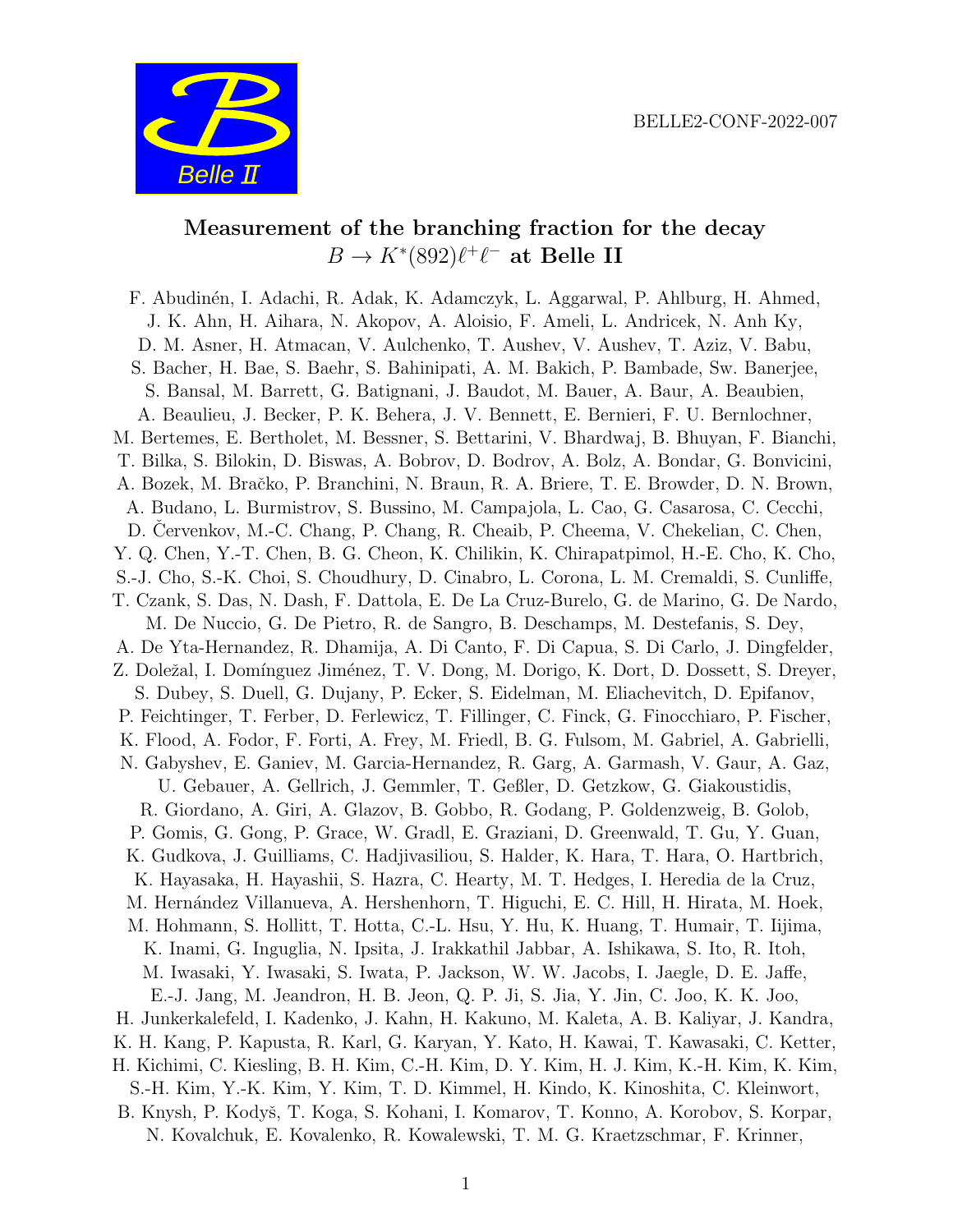BELLE2-CONF-2022-007

# Measurement of the branching fraction for the decay $B \to K^*(892)\ell^+\ell^-$ at Belle II

F. Abudinén, I. Adachi, R. Adak, K. Adamczyk, L. Aggarwal, P. Ahlburg, H. Ahmed, J. K. Ahn, H. Aihara, N. Akopov, A. Aloisio, F. Ameli, L. Andricek, N. Anh Ky, D. M. Asner, H. Atmacan, V. Aulchenko, T. Aushev, V. Aushev, T. Aziz, V. Babu, S. Bacher, H. Bae, S. Baehr, S. Bahinipati, A. M. Bakich, P. Bambade, Sw. Banerjee, S. Bansal, M. Barrett, G. Batignani, J. Baudot, M. Bauer, A. Baur, A. Beaubien, A. Beaulieu, J. Becker, P. K. Behera, J. V. Bennett, E. Bernieri, F. U. Bernlochner, M. Bertemes, E. Bertholet, M. Bessner, S. Bettarini, V. Bhardwaj, B. Bhuyan, F. Bianchi, T. Bilka, S. Bilokin, D. Biswas, A. Bobrov, D. Bodrov, A. Bolz, A. Bondar, G. Bonvicini, A. Bozek, M. Bračko, P. Branchini, N. Braun, R. A. Briere, T. E. Browder, D. N. Brown, A. Budano, L. Burmistrov, S. Bussino, M. Campajola, L. Cao, G. Casarosa, C. Cecchi, D. Červenkov, M.-C. Chang, P. Chang, R. Cheaib, P. Cheema, V. Chekelian, C. Chen, Y. Q. Chen, Y.-T. Chen, B. G. Cheon, K. Chilikin, K. Chirapatpimol, H.-E. Cho, K. Cho, S.-J. Cho, S.-K. Choi, S. Choudhury, D. Cinabro, L. Corona, L. M. Cremaldi, S. Cunliffe, T. Czank, S. Das, N. Dash, F. Dattola, E. De La Cruz-Burelo, G. de Marino, G. De Nardo, M. De Nuccio, G. De Pietro, R. de Sangro, B. Deschamps, M. Destefanis, S. Dey, A. De Yta-Hernandez, R. Dhamija, A. Di Canto, F. Di Capua, S. Di Carlo, J. Dingfelder, Z. Doležal, I. Domínguez Jiménez, T. V. Dong, M. Dorigo, K. Dort, D. Dossett, S. Dreyer, S. Dubey, S. Duell, G. Dujany, P. Ecker, S. Eidelman, M. Eliachevitch, D. Epifanov, P. Feichtinger, T. Ferber, D. Ferlewicz, T. Fillinger, C. Finck, G. Finocchiaro, P. Fischer, K. Flood, A. Fodor, F. Forti, A. Frey, M. Friedl, B. G. Fulsom, M. Gabriel, A. Gabrielli, N. Gabyshev, E. Ganiev, M. Garcia-Hernandez, R. Garg, A. Garmash, V. Gaur, A. Gaz, U. Gebauer, A. Gellrich, J. Gemmler, T. Geßler, D. Getzkow, G. Giakoustidis, R. Giordano, A. Giri, A. Glazov, B. Gobbo, R. Godang, P. Goldenzweig, B. Golob, P. Gomis, G. Gong, P. Grace, W. Gradl, E. Graziani, D. Greenwald, T. Gu, Y. Guan, K. Gudkova, J. Guilliams, C. Hadjivasiliou, S. Halder, K. Hara, T. Hara, O. Hartbrich, K. Hayasaka, H. Hayashii, S. Hazra, C. Hearty, M. T. Hedges, I. Heredia de la Cruz, M. Hernández Villanueva, A. Hershenhorn, T. Higuchi, E. C. Hill, H. Hirata, M. Hoek, M. Hohmann, S. Hollitt, T. Hotta, C.-L. Hsu, Y. Hu, K. Huang, T. Humair, T. Iijima, K. Inami, G. Inguglia, N. Ipsita, J. Irakkathil Jabbar, A. Ishikawa, S. Ito, R. Itoh, M. Iwasaki, Y. Iwasaki, S. Iwata, P. Jackson, W. W. Jacobs, I. Jaegle, D. E. Jaffe, E.-J. Jang, M. Jeandron, H. B. Jeon, Q. P. Ji, S. Jia, Y. Jin, C. Joo, K. K. Joo, H. Junkerkalefeld, I. Kadenko, J. Kahn, H. Kakuno, M. Kaleta, A. B. Kaliyar, J. Kandra, K. H. Kang, P. Kapusta, R. Karl, G. Karyan, Y. Kato, H. Kawai, T. Kawasaki, C. Ketter, H. Kichimi, C. Kiesling, B. H. Kim, C.-H. Kim, D. Y. Kim, H. J. Kim, K.-H. Kim, K. Kim, S.-H. Kim, Y.-K. Kim, Y. Kim, T. D. Kimmel, H. Kindo, K. Kinoshita, C. Kleinwort, B. Knysh, P. Kodyš, T. Koga, S. Kohani, I. Komarov, T. Konno, A. Korobov, S. Korpar, N. Kovalchuk, E. Kovalenko, R. Kowalewski, T. M. G. Kraetzschmar, F. Krinner,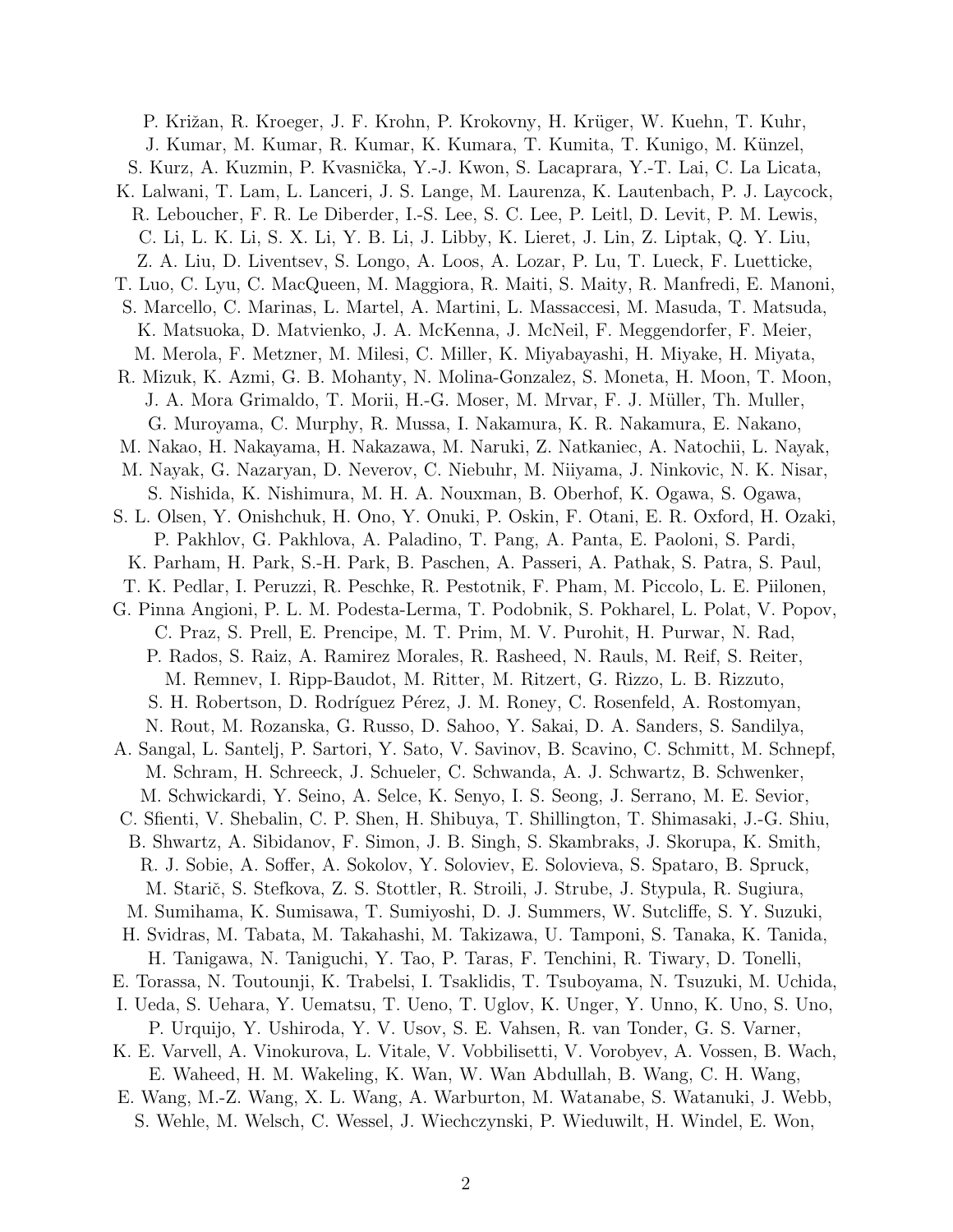P. Križan, R. Kroeger, J. F. Krohn, P. Krokovny, H. Krüger, W. Kuehn, T. Kuhr, J. Kumar, M. Kumar, R. Kumar, K. Kumara, T. Kumita, T. Kunigo, M. Künzel, S. Kurz, A. Kuzmin, P. Kvasnička, Y.-J. Kwon, S. Lacaprara, Y.-T. Lai, C. La Licata, K. Lalwani, T. Lam, L. Lanceri, J. S. Lange, M. Laurenza, K. Lautenbach, P. J. Laycock, R. Leboucher, F. R. Le Diberder, I.-S. Lee, S. C. Lee, P. Leitl, D. Levit, P. M. Lewis, C. Li, L. K. Li, S. X. Li, Y. B. Li, J. Libby, K. Lieret, J. Lin, Z. Liptak, Q. Y. Liu, Z. A. Liu, D. Liventsev, S. Longo, A. Loos, A. Lozar, P. Lu, T. Lueck, F. Luetticke, T. Luo, C. Lyu, C. MacQueen, M. Maggiora, R. Maiti, S. Maity, R. Manfredi, E. Manoni, S. Marcello, C. Marinas, L. Martel, A. Martini, L. Massaccesi, M. Masuda, T. Matsuda, K. Matsuoka, D. Matvienko, J. A. McKenna, J. McNeil, F. Meggendorfer, F. Meier, M. Merola, F. Metzner, M. Milesi, C. Miller, K. Miyabayashi, H. Miyake, H. Miyata, R. Mizuk, K. Azmi, G. B. Mohanty, N. Molina-Gonzalez, S. Moneta, H. Moon, T. Moon, J. A. Mora Grimaldo, T. Morii, H.-G. Moser, M. Mrvar, F. J. Müller, Th. Muller, G. Muroyama, C. Murphy, R. Mussa, I. Nakamura, K. R. Nakamura, E. Nakano, M. Nakao, H. Nakayama, H. Nakazawa, M. Naruki, Z. Natkaniec, A. Natochii, L. Nayak, M. Nayak, G. Nazaryan, D. Neverov, C. Niebuhr, M. Niiyama, J. Ninkovic, N. K. Nisar, S. Nishida, K. Nishimura, M. H. A. Nouxman, B. Oberhof, K. Ogawa, S. Ogawa, S. L. Olsen, Y. Onishchuk, H. Ono, Y. Onuki, P. Oskin, F. Otani, E. R. Oxford, H. Ozaki, P. Pakhlov, G. Pakhlova, A. Paladino, T. Pang, A. Panta, E. Paoloni, S. Pardi, K. Parham, H. Park, S.-H. Park, B. Paschen, A. Passeri, A. Pathak, S. Patra, S. Paul, T. K. Pedlar, I. Peruzzi, R. Peschke, R. Pestotnik, F. Pham, M. Piccolo, L. E. Piilonen, G. Pinna Angioni, P. L. M. Podesta-Lerma, T. Podobnik, S. Pokharel, L. Polat, V. Popov, C. Praz, S. Prell, E. Prencipe, M. T. Prim, M. V. Purohit, H. Purwar, N. Rad, P. Rados, S. Raiz, A. Ramirez Morales, R. Rasheed, N. Rauls, M. Reif, S. Reiter, M. Remnev, I. Ripp-Baudot, M. Ritter, M. Ritzert, G. Rizzo, L. B. Rizzuto, S. H. Robertson, D. Rodríguez Pérez, J. M. Roney, C. Rosenfeld, A. Rostomyan, N. Rout, M. Rozanska, G. Russo, D. Sahoo, Y. Sakai, D. A. Sanders, S. Sandilya, A. Sangal, L. Santelj, P. Sartori, Y. Sato, V. Savinov, B. Scavino, C. Schmitt, M. Schnepf, M. Schram, H. Schreeck, J. Schueler, C. Schwanda, A. J. Schwartz, B. Schwenker, M. Schwickardi, Y. Seino, A. Selce, K. Senyo, I. S. Seong, J. Serrano, M. E. Sevior, C. Sfienti, V. Shebalin, C. P. Shen, H. Shibuya, T. Shillington, T. Shimasaki, J.-G. Shiu, B. Shwartz, A. Sibidanov, F. Simon, J. B. Singh, S. Skambraks, J. Skorupa, K. Smith, R. J. Sobie, A. Soffer, A. Sokolov, Y. Soloviev, E. Solovieva, S. Spataro, B. Spruck, M. Starič, S. Stefkova, Z. S. Stottler, R. Stroili, J. Strube, J. Stypula, R. Sugiura, M. Sumihama, K. Sumisawa, T. Sumiyoshi, D. J. Summers, W. Sutcliffe, S. Y. Suzuki, H. Svidras, M. Tabata, M. Takahashi, M. Takizawa, U. Tamponi, S. Tanaka, K. Tanida, H. Tanigawa, N. Taniguchi, Y. Tao, P. Taras, F. Tenchini, R. Tiwary, D. Tonelli, E. Torassa, N. Toutounji, K. Trabelsi, I. Tsaklidis, T. Tsuboyama, N. Tsuzuki, M. Uchida, I. Ueda, S. Uehara, Y. Uematsu, T. Ueno, T. Uglov, K. Unger, Y. Unno, K. Uno, S. Uno, P. Urquijo, Y. Ushiroda, Y. V. Usov, S. E. Vahsen, R. van Tonder, G. S. Varner, K. E. Varvell, A. Vinokurova, L. Vitale, V. Vobbilisetti, V. Vorobyev, A. Vossen, B. Wach, E. Waheed, H. M. Wakeling, K. Wan, W. Wan Abdullah, B. Wang, C. H. Wang, E. Wang, M.-Z. Wang, X. L. Wang, A. Warburton, M. Watanabe, S. Watanuki, J. Webb, S. Wehle, M. Welsch, C. Wessel, J. Wiechczynski, P. Wieduwilt, H. Windel, E. Won,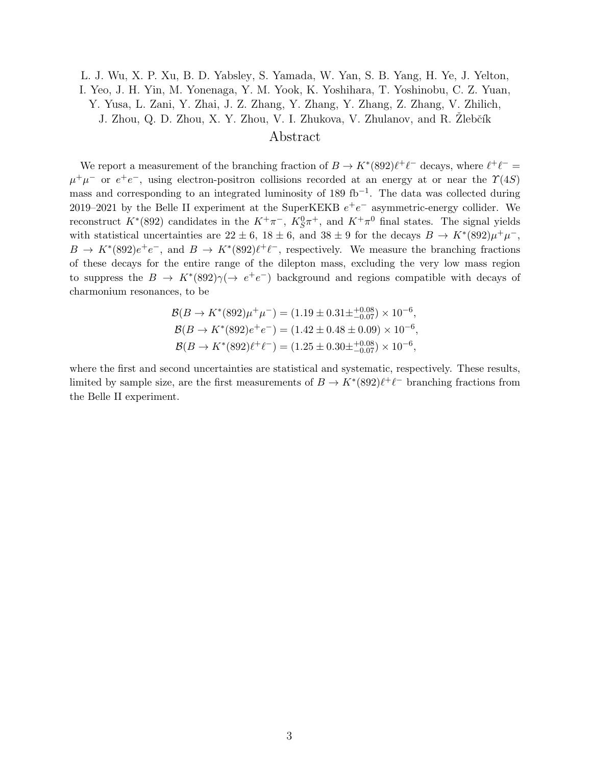L. J. Wu, X. P. Xu, B. D. Yabsley, S. Yamada, W. Yan, S. B. Yang, H. Ye, J. Yelton, I. Yeo, J. H. Yin, M. Yonenaga, Y. M. Yook, K. Yoshihara, T. Yoshinobu, C. Z. Yuan, Y. Yusa, L. Zani, Y. Zhai, J. Z. Zhang, Y. Zhang, Y. Zhang, Z. Zhang, V. Zhilich, J. Zhou, Q. D. Zhou, X. Y. Zhou, V. I. Zhukova, V. Zhulanov, and R. Žlebčík

# Abstract

We report a measurement of the branching fraction of $B \to K^*(892)\ell^+\ell^-$ decays, where $\ell^+\ell^- = \mu^+\mu^-$ or $e^+e^-$, using electron-positron collisions recorded at an energy at or near the $\Upsilon(4S)$ mass and corresponding to an integrated luminosity of 189 fb$^{-1}$. The data was collected during 2019–2021 by the Belle II experiment at the SuperKEKB $e^+e^-$ asymmetric-energy collider. We reconstruct $K^*(892)$ candidates in the $K^+\pi^-$, $K^0_S\pi^+$, and $K^+\pi^0$ final states. The signal yields with statistical uncertainties are $22 \pm 6$, $18 \pm 6$, and $38 \pm 9$ for the decays $B \to K^*(892)\mu^+\mu^-$, $B \to K^*(892)e^+e^-$, and $B \to K^*(892)\ell^+\ell^-$, respectively. We measure the branching fractions of these decays for the entire range of the dilepton mass, excluding the very low mass region to suppress the $B \to K^*(892)\gamma(\to e^+e^-)$ background and regions compatible with decays of charmonium resonances, to be

$$\mathcal{B}(B \to K^*(892)\mu^+\mu^-) = (1.19 \pm 0.31 \pm^{+0.08}_{-0.07}) \times 10^{-6},$$
$$\mathcal{B}(B \to K^*(892)e^+e^-) = (1.42 \pm 0.48 \pm 0.09) \times 10^{-6},$$
$$\mathcal{B}(B \to K^*(892)\ell^+\ell^-) = (1.25 \pm 0.30 \pm^{+0.08}_{-0.07}) \times 10^{-6},$$

where the first and second uncertainties are statistical and systematic, respectively. These results, limited by sample size, are the first measurements of $B \to K^*(892)\ell^+\ell^-$ branching fractions from the Belle II experiment.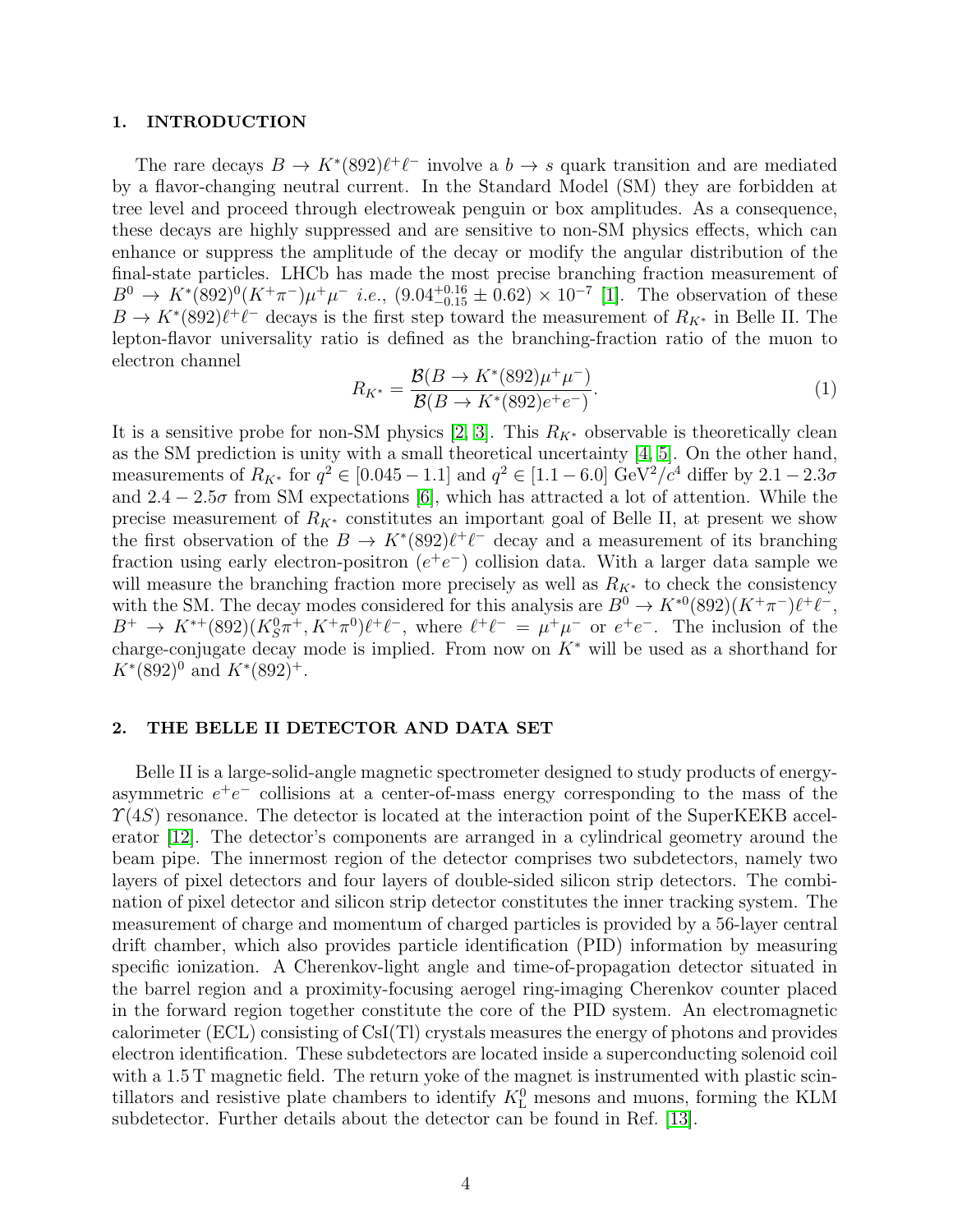## 1. INTRODUCTION

The rare decays $B \to K^*(892)\ell^+\ell^-$ involve a $b \to s$ quark transition and are mediated by a flavor-changing neutral current. In the Standard Model (SM) they are forbidden at tree level and proceed through electroweak penguin or box amplitudes. As a consequence, these decays are highly suppressed and are sensitive to non-SM physics effects, which can enhance or suppress the amplitude of the decay or modify the angular distribution of the final-state particles. LHCb has made the most precise branching fraction measurement of $B^0 \to K^*(892)^0(K^+\pi^-)\mu^+\mu^-$ *i.e.*, $(9.04^{+0.16}_{-0.15} \pm 0.62) \times 10^{-7}$ [1]. The observation of these $B \to K^*(892)\ell^+\ell^-$ decays is the first step toward the measurement of $R_{K^*}$ in Belle II. The lepton-flavor universality ratio is defined as the branching-fraction ratio of the muon to electron channel

$$R_{K^*} = \frac{\mathcal{B}(B \to K^*(892)\mu^+\mu^-)}{\mathcal{B}(B \to K^*(892)e^+e^-)}. \tag{1}$$

It is a sensitive probe for non-SM physics [2, 3]. This $R_{K^*}$ observable is theoretically clean as the SM prediction is unity with a small theoretical uncertainty [4, 5]. On the other hand, measurements of $R_{K^*}$ for $q^2 \in [0.045 - 1.1]$ and $q^2 \in [1.1 - 6.0]$ GeV$^2/c^4$ differ by $2.1 - 2.3\sigma$ and $2.4 - 2.5\sigma$ from SM expectations [6], which has attracted a lot of attention. While the precise measurement of $R_{K^*}$ constitutes an important goal of Belle II, at present we show the first observation of the $B \to K^*(892)\ell^+\ell^-$ decay and a measurement of its branching fraction using early electron-positron ($e^+e^-$) collision data. With a larger data sample we will measure the branching fraction more precisely as well as $R_{K^*}$ to check the consistency with the SM. The decay modes considered for this analysis are $B^0 \to K^{*0}(892)(K^+\pi^-)\ell^+\ell^-$, $B^+ \to K^{*+}(892)(K^0_S\pi^+, K^+\pi^0)\ell^+\ell^-$, where $\ell^+\ell^- = \mu^+\mu^-$ or $e^+e^-$. The inclusion of the charge-conjugate decay mode is implied. From now on $K^*$ will be used as a shorthand for $K^*(892)^0$ and $K^*(892)^+$.

## 2. THE BELLE II DETECTOR AND DATA SET

Belle II is a large-solid-angle magnetic spectrometer designed to study products of energy-asymmetric $e^+e^-$ collisions at a center-of-mass energy corresponding to the mass of the $\Upsilon(4S)$ resonance. The detector is located at the interaction point of the SuperKEKB accelerator [12]. The detector's components are arranged in a cylindrical geometry around the beam pipe. The innermost region of the detector comprises two subdetectors, namely two layers of pixel detectors and four layers of double-sided silicon strip detectors. The combination of pixel detector and silicon strip detector constitutes the inner tracking system. The measurement of charge and momentum of charged particles is provided by a 56-layer central drift chamber, which also provides particle identification (PID) information by measuring specific ionization. A Cherenkov-light angle and time-of-propagation detector situated in the barrel region and a proximity-focusing aerogel ring-imaging Cherenkov counter placed in the forward region together constitute the core of the PID system. An electromagnetic calorimeter (ECL) consisting of CsI(Tl) crystals measures the energy of photons and provides electron identification. These subdetectors are located inside a superconducting solenoid coil with a 1.5 T magnetic field. The return yoke of the magnet is instrumented with plastic scintillators and resistive plate chambers to identify $K^0_L$ mesons and muons, forming the KLM subdetector. Further details about the detector can be found in Ref. [13].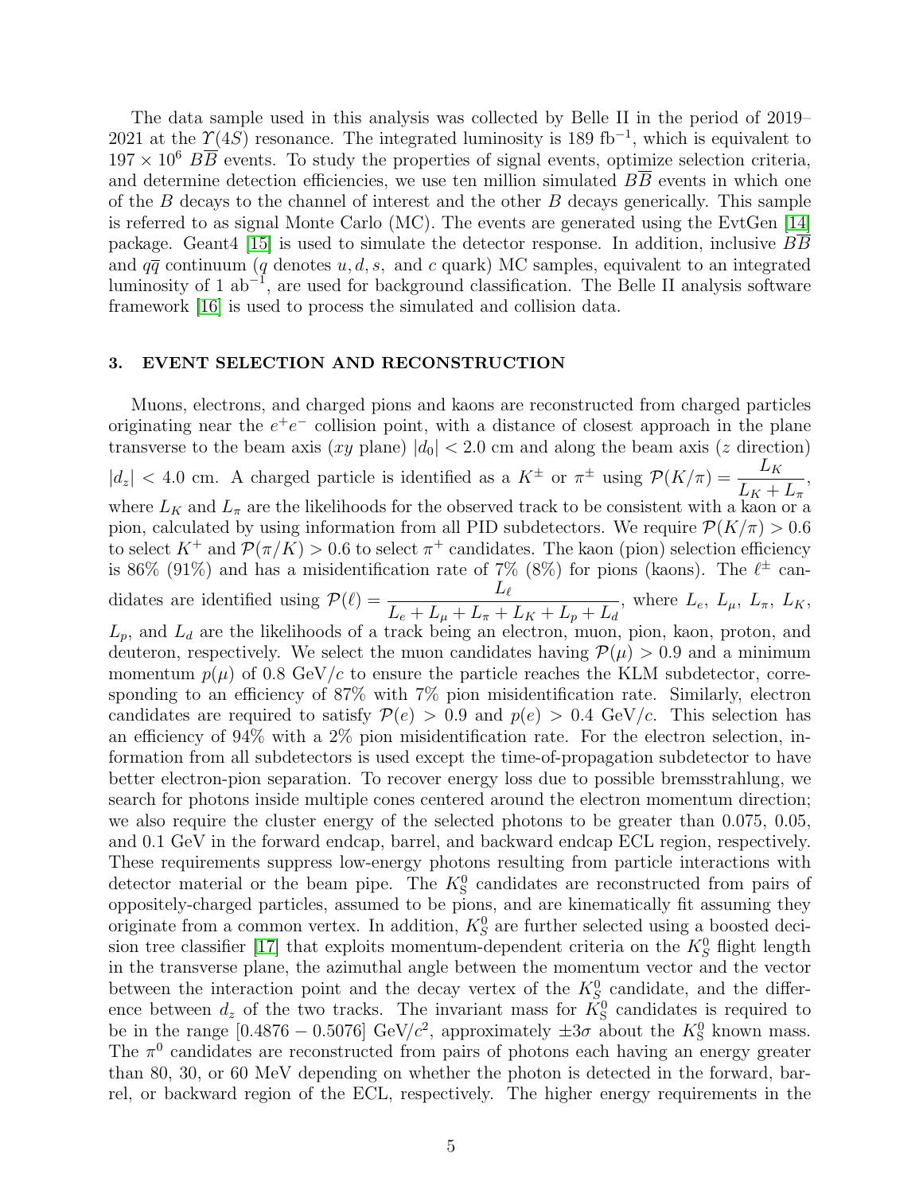The data sample used in this analysis was collected by Belle II in the period of 2019–2021 at the $\Upsilon(4S)$ resonance. The integrated luminosity is 189 fb$^{-1}$, which is equivalent to $197 \times 10^6$ $B\overline{B}$ events. To study the properties of signal events, optimize selection criteria, and determine detection efficiencies, we use ten million simulated $B\overline{B}$ events in which one of the $B$ decays to the channel of interest and the other $B$ decays generically. This sample is referred to as signal Monte Carlo (MC). The events are generated using the EvtGen [14] package. Geant4 [15] is used to simulate the detector response. In addition, inclusive $B\overline{B}$ and $q\overline{q}$ continuum ($q$ denotes $u, d, s,$ and $c$ quark) MC samples, equivalent to an integrated luminosity of 1 ab$^{-1}$, are used for background classification. The Belle II analysis software framework [16] is used to process the simulated and collision data.

## 3. EVENT SELECTION AND RECONSTRUCTION

Muons, electrons, and charged pions and kaons are reconstructed from charged particles originating near the $e^+e^-$ collision point, with a distance of closest approach in the plane transverse to the beam axis ($xy$ plane) $|d_0| < 2.0$ cm and along the beam axis ($z$ direction) $|d_z| < 4.0$ cm. A charged particle is identified as a $K^\pm$ or $\pi^\pm$ using $\mathcal{P}(K/\pi) = \dfrac{L_K}{L_K + L_\pi}$, where $L_K$ and $L_\pi$ are the likelihoods for the observed track to be consistent with a kaon or a pion, calculated by using information from all PID subdetectors. We require $\mathcal{P}(K/\pi) > 0.6$ to select $K^+$ and $\mathcal{P}(\pi/K) > 0.6$ to select $\pi^+$ candidates. The kaon (pion) selection efficiency is 86% (91%) and has a misidentification rate of 7% (8%) for pions (kaons). The $\ell^\pm$ candidates are identified using $\mathcal{P}(\ell) = \dfrac{L_\ell}{L_e + L_\mu + L_\pi + L_K + L_p + L_d}$, where $L_e$, $L_\mu$, $L_\pi$, $L_K$, $L_p$, and $L_d$ are the likelihoods of a track being an electron, muon, pion, kaon, proton, and deuteron, respectively. We select the muon candidates having $\mathcal{P}(\mu) > 0.9$ and a minimum momentum $p(\mu)$ of 0.8 GeV/$c$ to ensure the particle reaches the KLM subdetector, corresponding to an efficiency of 87% with 7% pion misidentification rate. Similarly, electron candidates are required to satisfy $\mathcal{P}(e) > 0.9$ and $p(e) > 0.4$ GeV/$c$. This selection has an efficiency of 94% with a 2% pion misidentification rate. For the electron selection, information from all subdetectors is used except the time-of-propagation subdetector to have better electron-pion separation. To recover energy loss due to possible bremsstrahlung, we search for photons inside multiple cones centered around the electron momentum direction; we also require the cluster energy of the selected photons to be greater than 0.075, 0.05, and 0.1 GeV in the forward endcap, barrel, and backward endcap ECL region, respectively. These requirements suppress low-energy photons resulting from particle interactions with detector material or the beam pipe. The $K_S^0$ candidates are reconstructed from pairs of oppositely-charged particles, assumed to be pions, and are kinematically fit assuming they originate from a common vertex. In addition, $K_S^0$ are further selected using a boosted decision tree classifier [17] that exploits momentum-dependent criteria on the $K_S^0$ flight length in the transverse plane, the azimuthal angle between the momentum vector and the vector between the interaction point and the decay vertex of the $K_S^0$ candidate, and the difference between $d_z$ of the two tracks. The invariant mass for $K_S^0$ candidates is required to be in the range $[0.4876 - 0.5076]$ GeV/$c^2$, approximately $\pm 3\sigma$ about the $K_S^0$ known mass. The $\pi^0$ candidates are reconstructed from pairs of photons each having an energy greater than 80, 30, or 60 MeV depending on whether the photon is detected in the forward, barrel, or backward region of the ECL, respectively. The higher energy requirements in the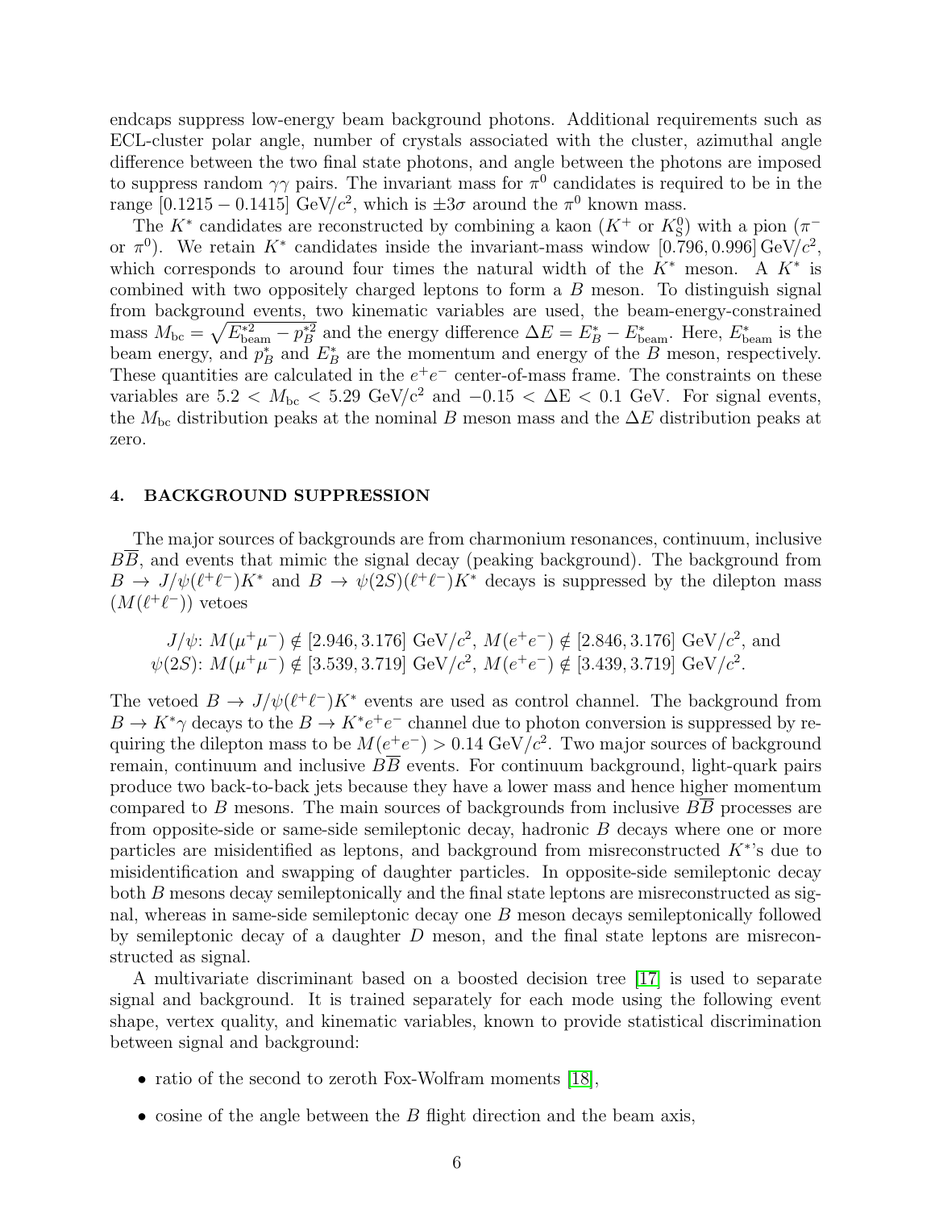endcaps suppress low-energy beam background photons. Additional requirements such as ECL-cluster polar angle, number of crystals associated with the cluster, azimuthal angle difference between the two final state photons, and angle between the photons are imposed to suppress random $\gamma\gamma$ pairs. The invariant mass for $\pi^0$ candidates is required to be in the range $[0.1215 - 0.1415]$ GeV/$c^2$, which is $\pm 3\sigma$ around the $\pi^0$ known mass.

The $K^*$ candidates are reconstructed by combining a kaon ($K^+$ or $K_S^0$) with a pion ($\pi^-$ or $\pi^0$). We retain $K^*$ candidates inside the invariant-mass window $[0.796, 0.996]$ GeV/$c^2$, which corresponds to around four times the natural width of the $K^*$ meson. A $K^*$ is combined with two oppositely charged leptons to form a $B$ meson. To distinguish signal from background events, two kinematic variables are used, the beam-energy-constrained mass $M_{\rm bc} = \sqrt{E^{*2}_{\rm beam} - p^{*2}_B}$ and the energy difference $\Delta E = E^*_B - E^*_{\rm beam}$. Here, $E^*_{\rm beam}$ is the beam energy, and $p^*_B$ and $E^*_B$ are the momentum and energy of the $B$ meson, respectively. These quantities are calculated in the $e^+e^-$ center-of-mass frame. The constraints on these variables are $5.2 < M_{\rm bc} < 5.29$ GeV/c$^2$ and $-0.15 < \Delta$E $< 0.1$ GeV. For signal events, the $M_{\rm bc}$ distribution peaks at the nominal $B$ meson mass and the $\Delta E$ distribution peaks at zero.

## 4. BACKGROUND SUPPRESSION

The major sources of backgrounds are from charmonium resonances, continuum, inclusive $B\overline{B}$, and events that mimic the signal decay (peaking background). The background from $B \to J/\psi(\ell^+\ell^-)K^*$ and $B \to \psi(2S)(\ell^+\ell^-)K^*$ decays is suppressed by the dilepton mass ($M(\ell^+\ell^-)$) vetoes

$J/\psi$: $M(\mu^+\mu^-) \notin [2.946, 3.176]$ GeV/$c^2$, $M(e^+e^-) \notin [2.846, 3.176]$ GeV/$c^2$, and
$\psi(2S)$: $M(\mu^+\mu^-) \notin [3.539, 3.719]$ GeV/$c^2$, $M(e^+e^-) \notin [3.439, 3.719]$ GeV/$c^2$.

The vetoed $B \to J/\psi(\ell^+\ell^-)K^*$ events are used as control channel. The background from $B \to K^*\gamma$ decays to the $B \to K^*e^+e^-$ channel due to photon conversion is suppressed by requiring the dilepton mass to be $M(e^+e^-) > 0.14$ GeV/$c^2$. Two major sources of background remain, continuum and inclusive $B\overline{B}$ events. For continuum background, light-quark pairs produce two back-to-back jets because they have a lower mass and hence higher momentum compared to $B$ mesons. The main sources of backgrounds from inclusive $B\overline{B}$ processes are from opposite-side or same-side semileptonic decay, hadronic $B$ decays where one or more particles are misidentified as leptons, and background from misreconstructed $K^*$'s due to misidentification and swapping of daughter particles. In opposite-side semileptonic decay both $B$ mesons decay semileptonically and the final state leptons are misreconstructed as signal, whereas in same-side semileptonic decay one $B$ meson decays semileptonically followed by semileptonic decay of a daughter $D$ meson, and the final state leptons are misreconstructed as signal.

A multivariate discriminant based on a boosted decision tree [17] is used to separate signal and background. It is trained separately for each mode using the following event shape, vertex quality, and kinematic variables, known to provide statistical discrimination between signal and background:

- ratio of the second to zeroth Fox-Wolfram moments [18],
- cosine of the angle between the $B$ flight direction and the beam axis,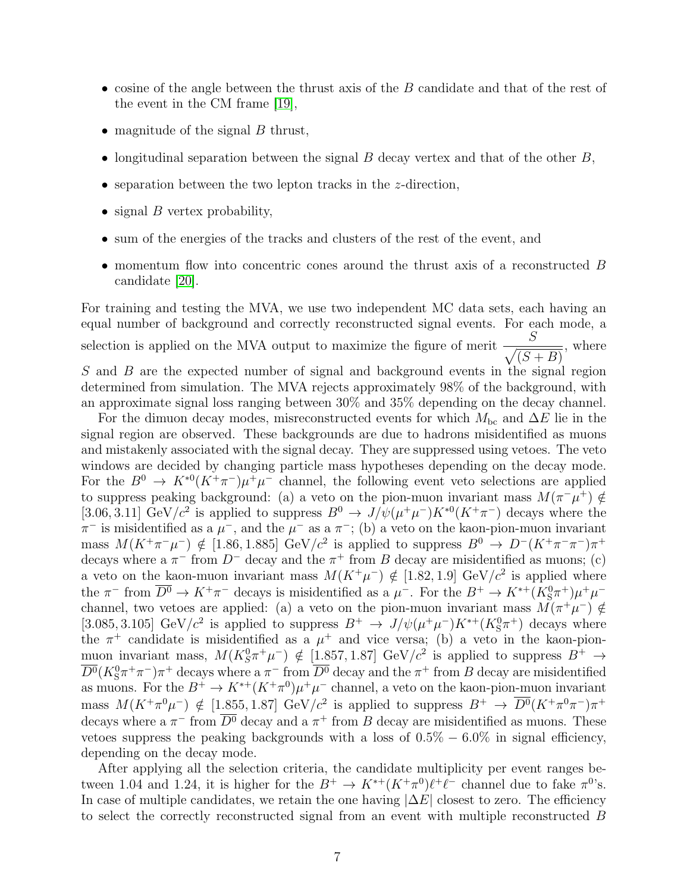- cosine of the angle between the thrust axis of the $B$ candidate and that of the rest of the event in the CM frame [19],
- magnitude of the signal $B$ thrust,
- longitudinal separation between the signal $B$ decay vertex and that of the other $B$,
- separation between the two lepton tracks in the $z$-direction,
- signal $B$ vertex probability,
- sum of the energies of the tracks and clusters of the rest of the event, and
- momentum flow into concentric cones around the thrust axis of a reconstructed $B$ candidate [20].

For training and testing the MVA, we use two independent MC data sets, each having an equal number of background and correctly reconstructed signal events. For each mode, a selection is applied on the MVA output to maximize the figure of merit $\frac{S}{\sqrt{(S+B)}}$, where $S$ and $B$ are the expected number of signal and background events in the signal region determined from simulation. The MVA rejects approximately 98% of the background, with an approximate signal loss ranging between 30% and 35% depending on the decay channel.

For the dimuon decay modes, misreconstructed events for which $M_{\rm bc}$ and $\Delta E$ lie in the signal region are observed. These backgrounds are due to hadrons misidentified as muons and mistakenly associated with the signal decay. They are suppressed using vetoes. The veto windows are decided by changing particle mass hypotheses depending on the decay mode. For the $B^0 \to K^{*0}(K^+\pi^-)\mu^+\mu^-$ channel, the following event veto selections are applied to suppress peaking background: (a) a veto on the pion-muon invariant mass $M(\pi^-\mu^+) \notin [3.06, 3.11]$ GeV/$c^2$ is applied to suppress $B^0 \to J/\psi(\mu^+\mu^-)K^{*0}(K^+\pi^-)$ decays where the $\pi^-$ is misidentified as a $\mu^-$, and the $\mu^-$ as a $\pi^-$; (b) a veto on the kaon-pion-muon invariant mass $M(K^+\pi^-\mu^-) \notin [1.86, 1.885]$ GeV/$c^2$ is applied to suppress $B^0 \to D^-(K^+\pi^-\pi^-)\pi^+$ decays where a $\pi^-$ from $D^-$ decay and the $\pi^+$ from $B$ decay are misidentified as muons; (c) a veto on the kaon-muon invariant mass $M(K^+\mu^-) \notin [1.82, 1.9]$ GeV/$c^2$ is applied where the $\pi^-$ from $\overline{D^0} \to K^+\pi^-$ decays is misidentified as a $\mu^-$. For the $B^+ \to K^{*+}(K^0_S\pi^+)\mu^+\mu^-$ channel, two vetoes are applied: (a) a veto on the pion-muon invariant mass $M(\pi^+\mu^-) \notin [3.085, 3.105]$ GeV/$c^2$ is applied to suppress $B^+ \to J/\psi(\mu^+\mu^-)K^{*+}(K^0_S\pi^+)$ decays where the $\pi^+$ candidate is misidentified as a $\mu^+$ and vice versa; (b) a veto in the kaon-pion-muon invariant mass, $M(K^0_S\pi^+\mu^-) \notin [1.857, 1.87]$ GeV/$c^2$ is applied to suppress $B^+ \to \overline{D^0}(K^0_S\pi^+\pi^-)\pi^+$ decays where a $\pi^-$ from $\overline{D^0}$ decay and the $\pi^+$ from $B$ decay are misidentified as muons. For the $B^+ \to K^{*+}(K^+\pi^0)\mu^+\mu^-$ channel, a veto on the kaon-pion-muon invariant mass $M(K^+\pi^0\mu^-) \notin [1.855, 1.87]$ GeV/$c^2$ is applied to suppress $B^+ \to \overline{D^0}(K^+\pi^0\pi^-)\pi^+$ decays where a $\pi^-$ from $\overline{D^0}$ decay and a $\pi^+$ from $B$ decay are misidentified as muons. These vetoes suppress the peaking backgrounds with a loss of $0.5\% - 6.0\%$ in signal efficiency, depending on the decay mode.

After applying all the selection criteria, the candidate multiplicity per event ranges between 1.04 and 1.24, it is higher for the $B^+ \to K^{*+}(K^+\pi^0)\ell^+\ell^-$ channel due to fake $\pi^0$'s. In case of multiple candidates, we retain the one having $|\Delta E|$ closest to zero. The efficiency to select the correctly reconstructed signal from an event with multiple reconstructed $B$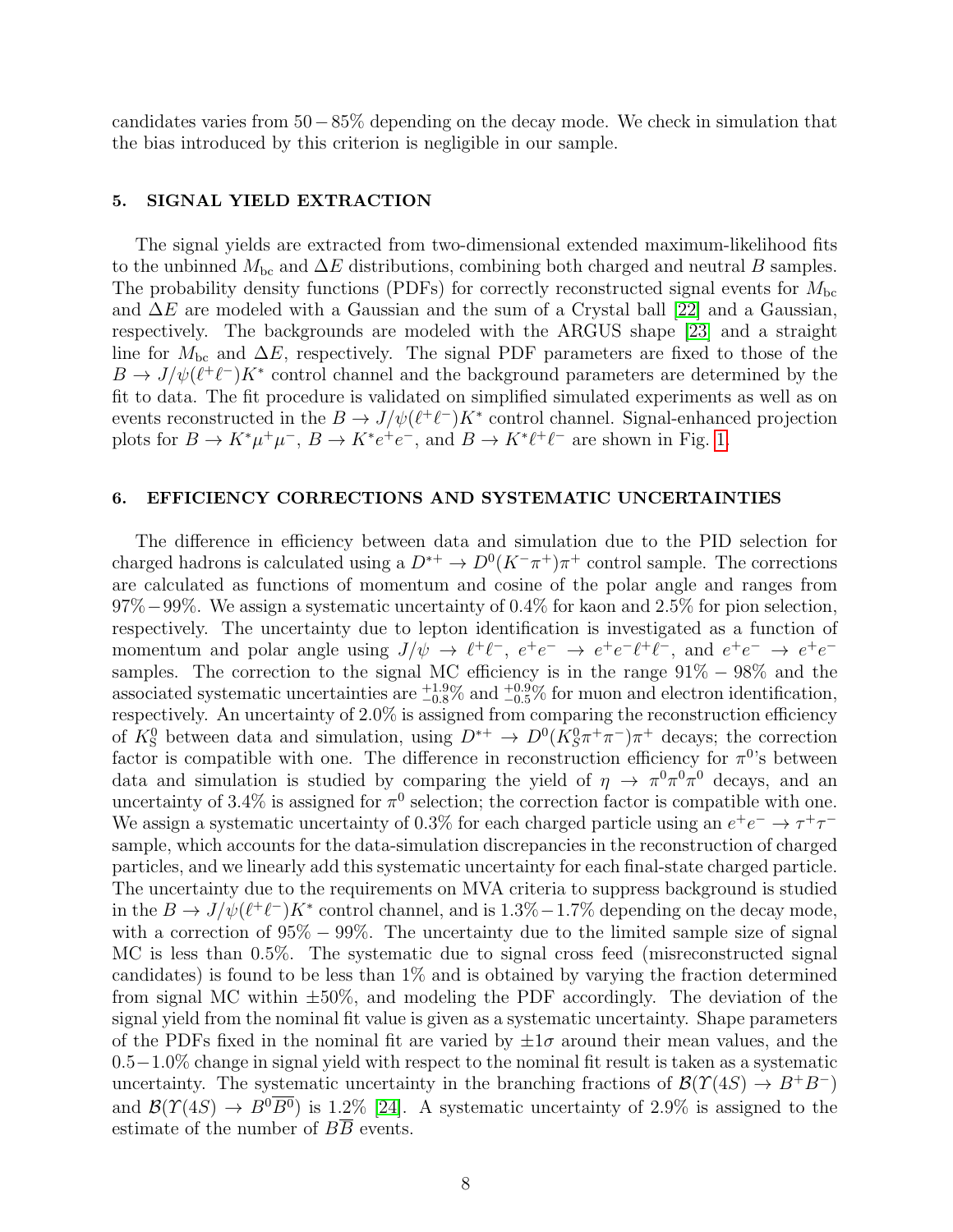candidates varies from $50-85\%$ depending on the decay mode. We check in simulation that the bias introduced by this criterion is negligible in our sample.

## 5. SIGNAL YIELD EXTRACTION

The signal yields are extracted from two-dimensional extended maximum-likelihood fits to the unbinned $M_{\rm bc}$ and $\Delta E$ distributions, combining both charged and neutral $B$ samples. The probability density functions (PDFs) for correctly reconstructed signal events for $M_{\rm bc}$ and $\Delta E$ are modeled with a Gaussian and the sum of a Crystal ball [22] and a Gaussian, respectively. The backgrounds are modeled with the ARGUS shape [23] and a straight line for $M_{\rm bc}$ and $\Delta E$, respectively. The signal PDF parameters are fixed to those of the $B \to J/\psi(\ell^+\ell^-)K^*$ control channel and the background parameters are determined by the fit to data. The fit procedure is validated on simplified simulated experiments as well as on events reconstructed in the $B \to J/\psi(\ell^+\ell^-)K^*$ control channel. Signal-enhanced projection plots for $B \to K^*\mu^+\mu^-$, $B \to K^*e^+e^-$, and $B \to K^*\ell^+\ell^-$ are shown in Fig. 1.

## 6. EFFICIENCY CORRECTIONS AND SYSTEMATIC UNCERTAINTIES

The difference in efficiency between data and simulation due to the PID selection for charged hadrons is calculated using a $D^{*+} \to D^0(K^-\pi^+)\pi^+$ control sample. The corrections are calculated as functions of momentum and cosine of the polar angle and ranges from $97\%-99\%$. We assign a systematic uncertainty of 0.4% for kaon and 2.5% for pion selection, respectively. The uncertainty due to lepton identification is investigated as a function of momentum and polar angle using $J/\psi \to \ell^+\ell^-$, $e^+e^- \to e^+e^-\ell^+\ell^-$, and $e^+e^- \to e^+e^-$ samples. The correction to the signal MC efficiency is in the range $91\% - 98\%$ and the associated systematic uncertainties are $^{+1.9}_{-0.8}\%$ and $^{+0.9}_{-0.5}\%$ for muon and electron identification, respectively. An uncertainty of 2.0% is assigned from comparing the reconstruction efficiency of $K^0_{\rm S}$ between data and simulation, using $D^{*+} \to D^0(K^0_{\rm S}\pi^+\pi^-)\pi^+$ decays; the correction factor is compatible with one. The difference in reconstruction efficiency for $\pi^0$'s between data and simulation is studied by comparing the yield of $\eta \to \pi^0\pi^0\pi^0$ decays, and an uncertainty of 3.4% is assigned for $\pi^0$ selection; the correction factor is compatible with one. We assign a systematic uncertainty of 0.3% for each charged particle using an $e^+e^- \to \tau^+\tau^-$ sample, which accounts for the data-simulation discrepancies in the reconstruction of charged particles, and we linearly add this systematic uncertainty for each final-state charged particle. The uncertainty due to the requirements on MVA criteria to suppress background is studied in the $B \to J/\psi(\ell^+\ell^-)K^*$ control channel, and is $1.3\%-1.7\%$ depending on the decay mode, with a correction of $95\% - 99\%$. The uncertainty due to the limited sample size of signal MC is less than 0.5%. The systematic due to signal cross feed (misreconstructed signal candidates) is found to be less than 1% and is obtained by varying the fraction determined from signal MC within $\pm 50\%$, and modeling the PDF accordingly. The deviation of the signal yield from the nominal fit value is given as a systematic uncertainty. Shape parameters of the PDFs fixed in the nominal fit are varied by $\pm 1\sigma$ around their mean values, and the $0.5-1.0\%$ change in signal yield with respect to the nominal fit result is taken as a systematic uncertainty. The systematic uncertainty in the branching fractions of $\mathcal{B}(\Upsilon(4S) \to B^+B^-)$ and $\mathcal{B}(\Upsilon(4S) \to B^0\overline{B^0})$ is 1.2% [24]. A systematic uncertainty of 2.9% is assigned to the estimate of the number of $B\overline{B}$ events.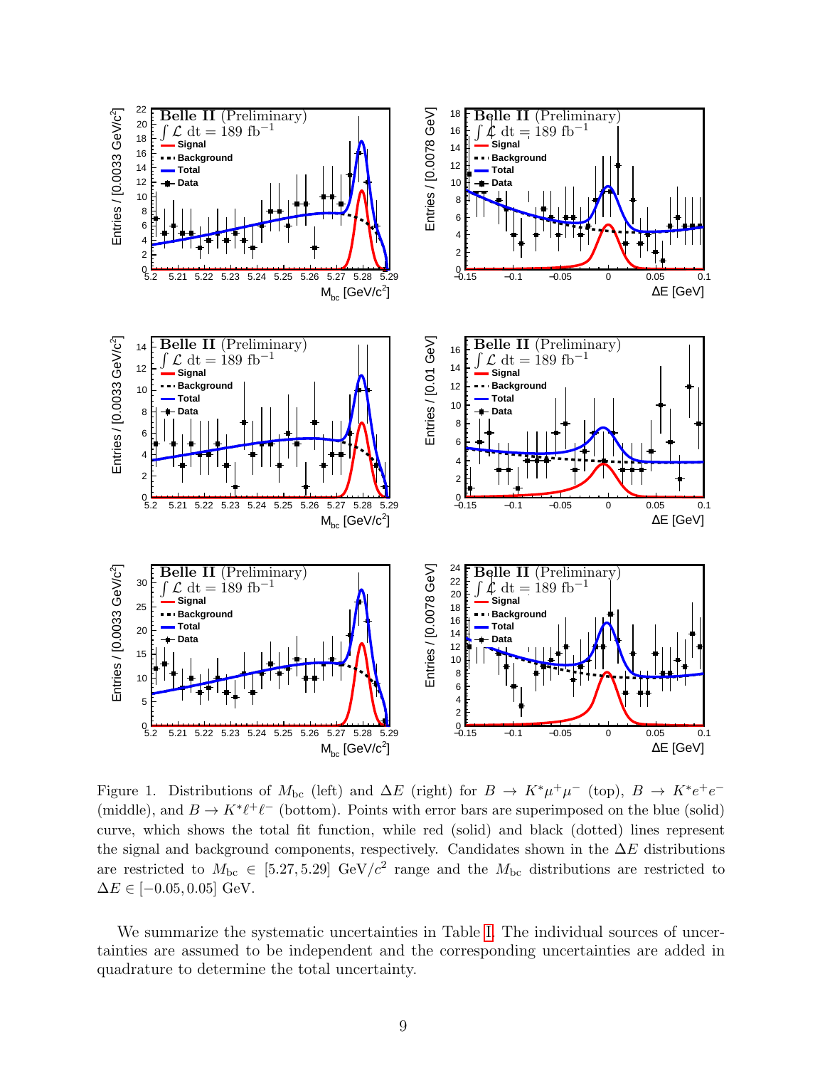Figure 1. Distributions of $M_{\rm bc}$ (left) and $\Delta E$ (right) for $B \to K^*\mu^+\mu^-$ (top), $B \to K^*e^+e^-$ (middle), and $B \to K^*\ell^+\ell^-$ (bottom). Points with error bars are superimposed on the blue (solid) curve, which shows the total fit function, while red (solid) and black (dotted) lines represent the signal and background components, respectively. Candidates shown in the $\Delta E$ distributions are restricted to $M_{\rm bc} \in [5.27, 5.29]$ GeV/$c^2$ range and the $M_{\rm bc}$ distributions are restricted to $\Delta E \in [-0.05, 0.05]$ GeV.

We summarize the systematic uncertainties in Table I. The individual sources of uncertainties are assumed to be independent and the corresponding uncertainties are added in quadrature to determine the total uncertainty.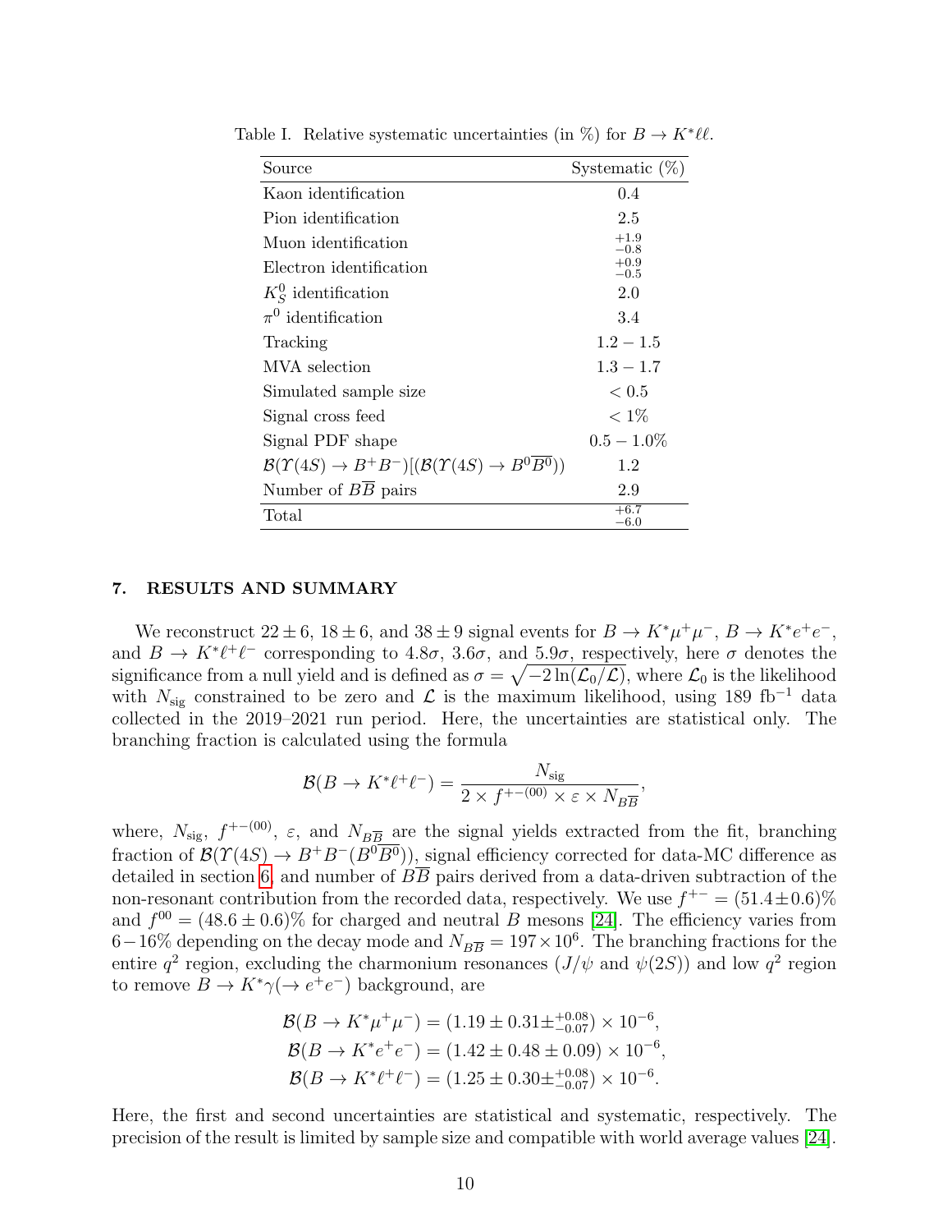Table I. Relative systematic uncertainties (in %) for $B \to K^*\ell\ell$.

| Source | Systematic (%) |
|---|---|
| Kaon identification | 0.4 |
| Pion identification | 2.5 |
| Muon identification | $^{+1.9}_{-0.8}$ |
| Electron identification | $^{+0.9}_{-0.5}$ |
| $K^0_S$ identification | 2.0 |
| $\pi^0$ identification | 3.4 |
| Tracking | $1.2 - 1.5$ |
| MVA selection | $1.3 - 1.7$ |
| Simulated sample size | $< 0.5$ |
| Signal cross feed | $< 1\%$ |
| Signal PDF shape | $0.5 - 1.0\%$ |
| $\mathcal{B}(\Upsilon(4S) \to B^+B^-)[(\mathcal{B}(\Upsilon(4S) \to B^0\overline{B^0}))$ | 1.2 |
| Number of $B\overline{B}$ pairs | 2.9 |
| Total | $^{+6.7}_{-6.0}$ |

## 7. RESULTS AND SUMMARY

We reconstruct $22 \pm 6$, $18 \pm 6$, and $38 \pm 9$ signal events for $B \to K^*\mu^+\mu^-$, $B \to K^*e^+e^-$, and $B \to K^*\ell^+\ell^-$ corresponding to $4.8\sigma$, $3.6\sigma$, and $5.9\sigma$, respectively, here $\sigma$ denotes the significance from a null yield and is defined as $\sigma = \sqrt{-2\ln(\mathcal{L}_0/\mathcal{L})}$, where $\mathcal{L}_0$ is the likelihood with $N_{\rm sig}$ constrained to be zero and $\mathcal{L}$ is the maximum likelihood, using 189 fb$^{-1}$ data collected in the 2019–2021 run period. Here, the uncertainties are statistical only. The branching fraction is calculated using the formula

$$\mathcal{B}(B \to K^*\ell^+\ell^-) = \frac{N_{\rm sig}}{2 \times f^{+-(00)} \times \varepsilon \times N_{B\overline{B}}},$$

where, $N_{\rm sig}$, $f^{+-(00)}$, $\varepsilon$, and $N_{B\overline{B}}$ are the signal yields extracted from the fit, branching fraction of $\mathcal{B}(\Upsilon(4S) \to B^+B^-(B^0\overline{B^0}))$, signal efficiency corrected for data-MC difference as detailed in section 6, and number of $B\overline{B}$ pairs derived from a data-driven subtraction of the non-resonant contribution from the recorded data, respectively. We use $f^{+-} = (51.4 \pm 0.6)\%$ and $f^{00} = (48.6 \pm 0.6)\%$ for charged and neutral $B$ mesons [24]. The efficiency varies from $6 - 16\%$ depending on the decay mode and $N_{B\overline{B}} = 197 \times 10^6$. The branching fractions for the entire $q^2$ region, excluding the charmonium resonances ($J/\psi$ and $\psi(2S)$) and low $q^2$ region to remove $B \to K^*\gamma(\to e^+e^-)$ background, are

$$\mathcal{B}(B \to K^*\mu^+\mu^-) = (1.19 \pm 0.31 \pm^{+0.08}_{-0.07}) \times 10^{-6},$$
$$\mathcal{B}(B \to K^*e^+e^-) = (1.42 \pm 0.48 \pm 0.09) \times 10^{-6},$$
$$\mathcal{B}(B \to K^*\ell^+\ell^-) = (1.25 \pm 0.30 \pm^{+0.08}_{-0.07}) \times 10^{-6}.$$

Here, the first and second uncertainties are statistical and systematic, respectively. The precision of the result is limited by sample size and compatible with world average values [24].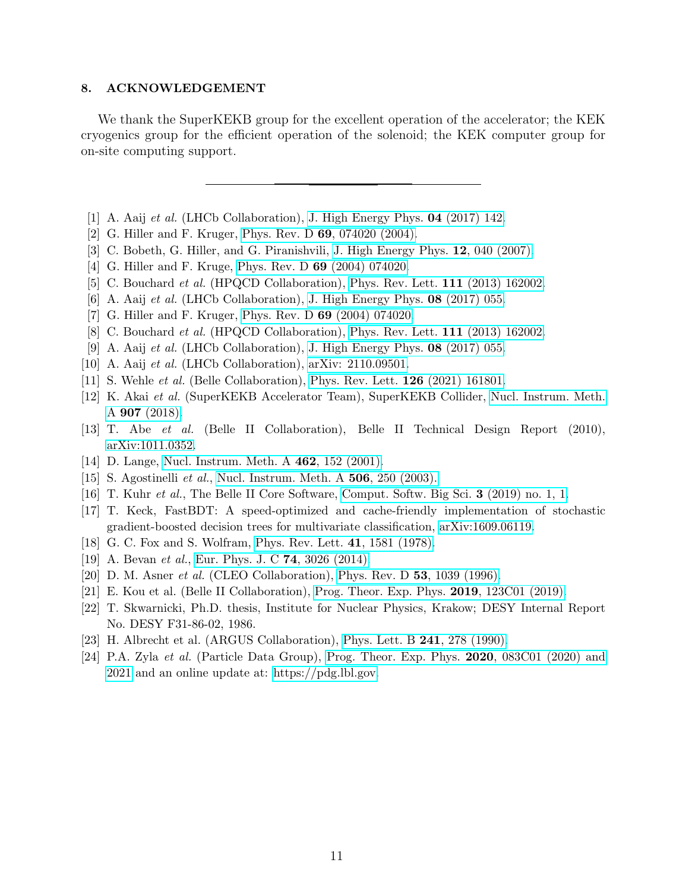### 8. ACKNOWLEDGEMENT

We thank the SuperKEKB group for the excellent operation of the accelerator; the KEK cryogenics group for the efficient operation of the solenoid; the KEK computer group for on-site computing support.

---

[1] A. Aaij *et al.* (LHCb Collaboration), J. High Energy Phys. **04** (2017) 142.

[2] G. Hiller and F. Kruger, Phys. Rev. D **69**, 074020 (2004).

[3] C. Bobeth, G. Hiller, and G. Piranishvili, J. High Energy Phys. **12**, 040 (2007).

[4] G. Hiller and F. Kruge, Phys. Rev. D **69** (2004) 074020.

[5] C. Bouchard *et al.* (HPQCD Collaboration), Phys. Rev. Lett. **111** (2013) 162002.

[6] A. Aaij *et al.* (LHCb Collaboration), J. High Energy Phys. **08** (2017) 055.

[7] G. Hiller and F. Kruger, Phys. Rev. D **69** (2004) 074020.

[8] C. Bouchard *et al.* (HPQCD Collaboration), Phys. Rev. Lett. **111** (2013) 162002.

[9] A. Aaij *et al.* (LHCb Collaboration), J. High Energy Phys. **08** (2017) 055.

[10] A. Aaij *et al.* (LHCb Collaboration), arXiv: 2110.09501.

[11] S. Wehle *et al.* (Belle Collaboration), Phys. Rev. Lett. **126** (2021) 161801.

[12] K. Akai *et al.* (SuperKEKB Accelerator Team), SuperKEKB Collider, Nucl. Instrum. Meth. A **907** (2018).

[13] T. Abe *et al.* (Belle II Collaboration), Belle II Technical Design Report (2010), arXiv:1011.0352.

[14] D. Lange, Nucl. Instrum. Meth. A **462**, 152 (2001).

[15] S. Agostinelli *et al.*, Nucl. Instrum. Meth. A **506**, 250 (2003).

[16] T. Kuhr *et al.*, The Belle II Core Software, Comput. Softw. Big Sci. **3** (2019) no. 1, 1.

[17] T. Keck, FastBDT: A speed-optimized and cache-friendly implementation of stochastic gradient-boosted decision trees for multivariate classification, arXiv:1609.06119.

[18] G. C. Fox and S. Wolfram, Phys. Rev. Lett. **41**, 1581 (1978).

[19] A. Bevan *et al.*, Eur. Phys. J. C **74**, 3026 (2014).

[20] D. M. Asner *et al.* (CLEO Collaboration), Phys. Rev. D **53**, 1039 (1996).

[21] E. Kou et al. (Belle II Collaboration), Prog. Theor. Exp. Phys. **2019**, 123C01 (2019).

[22] T. Skwarnicki, Ph.D. thesis, Institute for Nuclear Physics, Krakow; DESY Internal Report No. DESY F31-86-02, 1986.

[23] H. Albrecht et al. (ARGUS Collaboration), Phys. Lett. B **241**, 278 (1990).

[24] P.A. Zyla *et al.* (Particle Data Group), Prog. Theor. Exp. Phys. **2020**, 083C01 (2020) and 2021 and an online update at: https://pdg.lbl.gov.